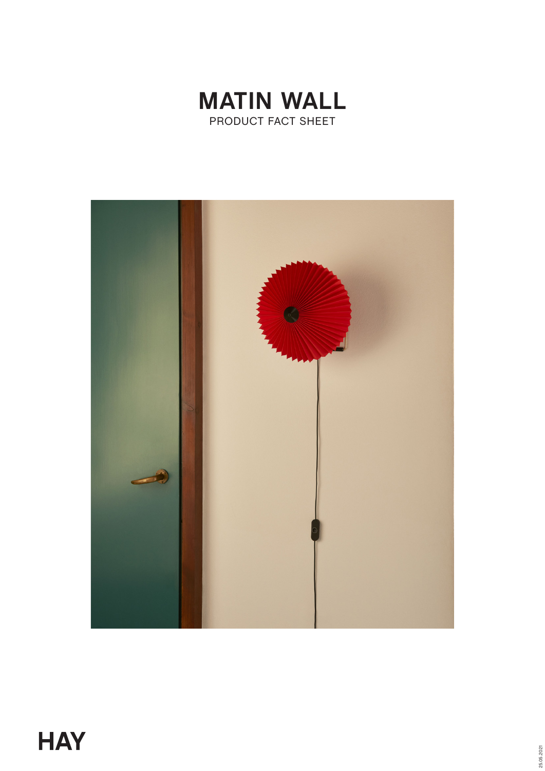# MATIN WALL

PRODUCT FACT SHEET

HAY

25.05.2021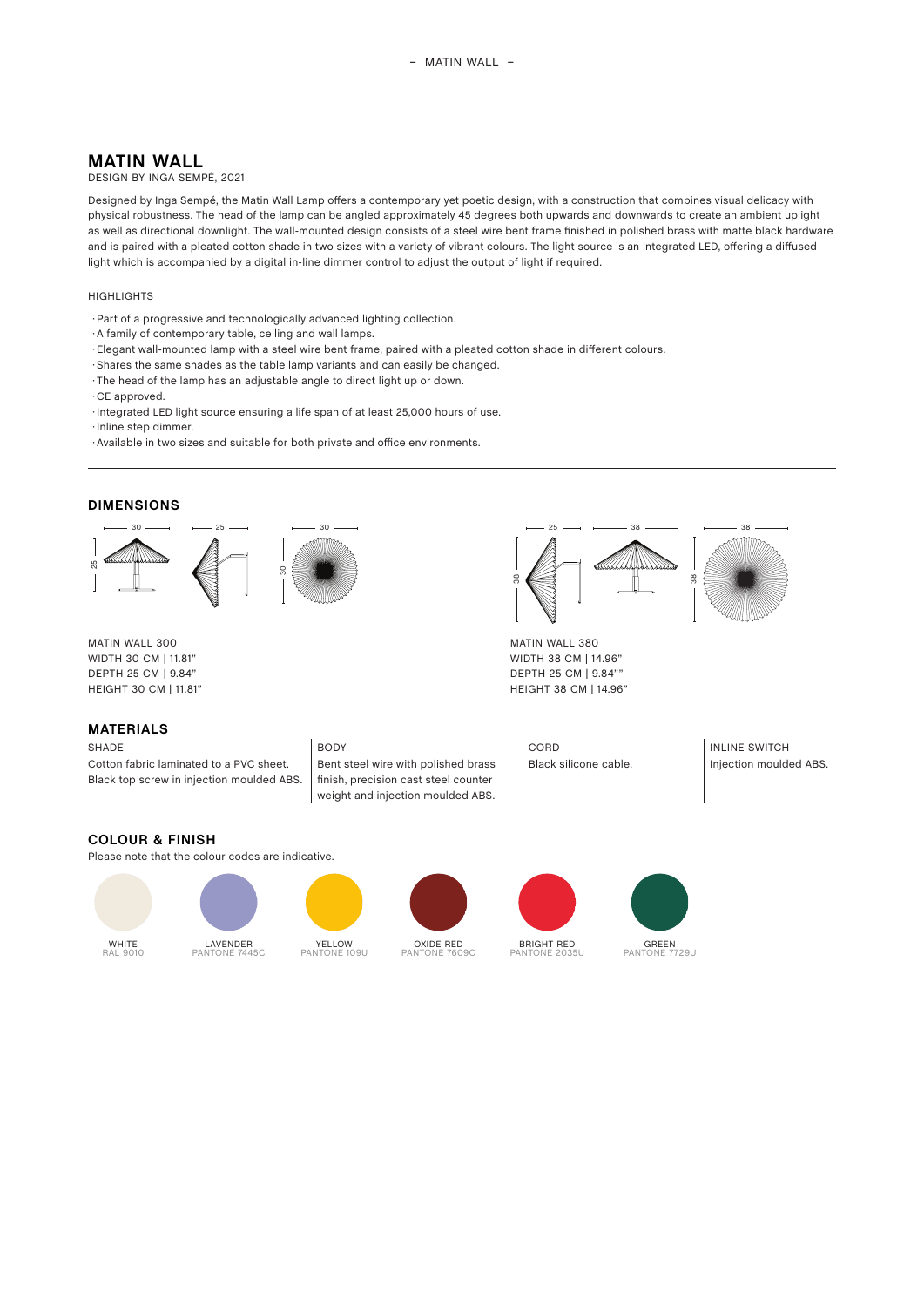# MATIN WALL

DESIGN BY INGA SEMPÉ, 2021

Designed by Inga Sempé, the Matin Wall Lamp offers a contemporary yet poetic design, with a construction that combines visual delicacy with physical robustness. The head of the lamp can be angled approximately 45 degrees both upwards and downwards to create an ambient uplight as well as directional downlight. The wall-mounted design consists of a steel wire bent frame finished in polished brass with matte black hardware and is paired with a pleated cotton shade in two sizes with a variety of vibrant colours. The light source is an integrated LED, offering a diffused light which is accompanied by a digital in-line dimmer control to adjust the output of light if required.

HIGHLIGHTS

- Part of a progressive and technologically advanced lighting collection.
- A family of contemporary table, ceiling and wall lamps.
- Elegant wall-mounted lamp with a steel wire bent frame, paired with a pleated cotton shade in different colours.
- Shares the same shades as the table lamp variants and can easily be changed.
- The head of the lamp has an adjustable angle to direct light up or down.
- CE approved.
- Integrated LED light source ensuring a life span of at least 25,000 hours of use.
- Inline step dimmer.
- Available in two sizes and suitable for both private and office environments.

## DIMENSIONS

MATIN WALL 300
WIDTH 30 CM | 11.81"
DEPTH 25 CM | 9.84"
HEIGHT 30 CM | 11.81"

MATIN WALL 380
WIDTH 38 CM | 14.96"
DEPTH 25 CM | 9.84""
HEIGHT 38 CM | 14.96"

## MATERIALS

SHADE
Cotton fabric laminated to a PVC sheet. Black top screw in injection moulded ABS.

BODY
Bent steel wire with polished brass finish, precision cast steel counter weight and injection moulded ABS.

CORD
Black silicone cable.

INLINE SWITCH
Injection moulded ABS.

## COLOUR & FINISH

Please note that the colour codes are indicative.

WHITE
RAL 9010

LAVENDER
PANTONE 7445C

YELLOW
PANTONE 109U

OXIDE RED
PANTONE 7609C

BRIGHT RED
PANTONE 2035U

GREEN
PANTONE 7729U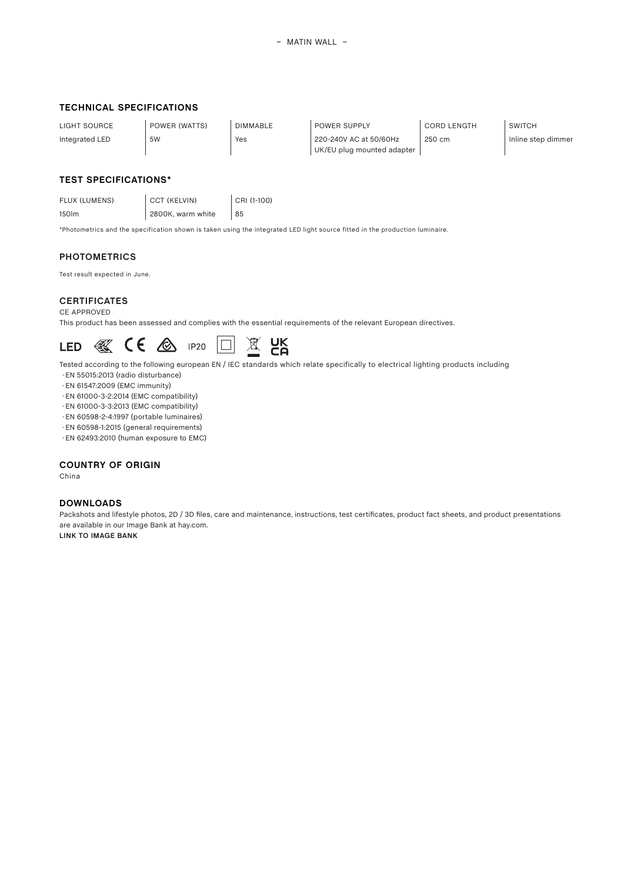## TECHNICAL SPECIFICATIONS

| LIGHT SOURCE | POWER (WATTS) | DIMMABLE | POWER SUPPLY | CORD LENGTH | SWITCH |
|---|---|---|---|---|---|
| Integrated LED | 5W | Yes | 220-240V AC at 50/60Hz UK/EU plug mounted adapter | 250 cm | Inline step dimmer |

## TEST SPECIFICATIONS*

| FLUX (LUMENS) | CCT (KELVIN) | CRI (1-100) |
|---|---|---|
| 150lm | 2800K, warm white | 85 |

*Photometrics and the specification shown is taken using the integrated LED light source fitted in the production luminaire.

## PHOTOMETRICS

Test result expected in June.

## CERTIFICATES

CE APPROVED

This product has been assessed and complies with the essential requirements of the relevant European directives.

LED CE IP20 UK CA

Tested according to the following european EN / IEC standards which relate specifically to electrical lighting products including

- EN 55015:2013 (radio disturbance)
- EN 61547:2009 (EMC immunity)
- EN 61000-3-2:2014 (EMC compatibility)
- EN 61000-3-3:2013 (EMC compatibility)
- EN 60598-2-4:1997 (portable luminaires)
- EN 60598-1:2015 (general requirements)
- EN 62493:2010 (human exposure to EMC)

## COUNTRY OF ORIGIN

China

## DOWNLOADS

Packshots and lifestyle photos, 2D / 3D files, care and maintenance, instructions, test certificates, product fact sheets, and product presentations are available in our Image Bank at hay.com.

**LINK TO IMAGE BANK**